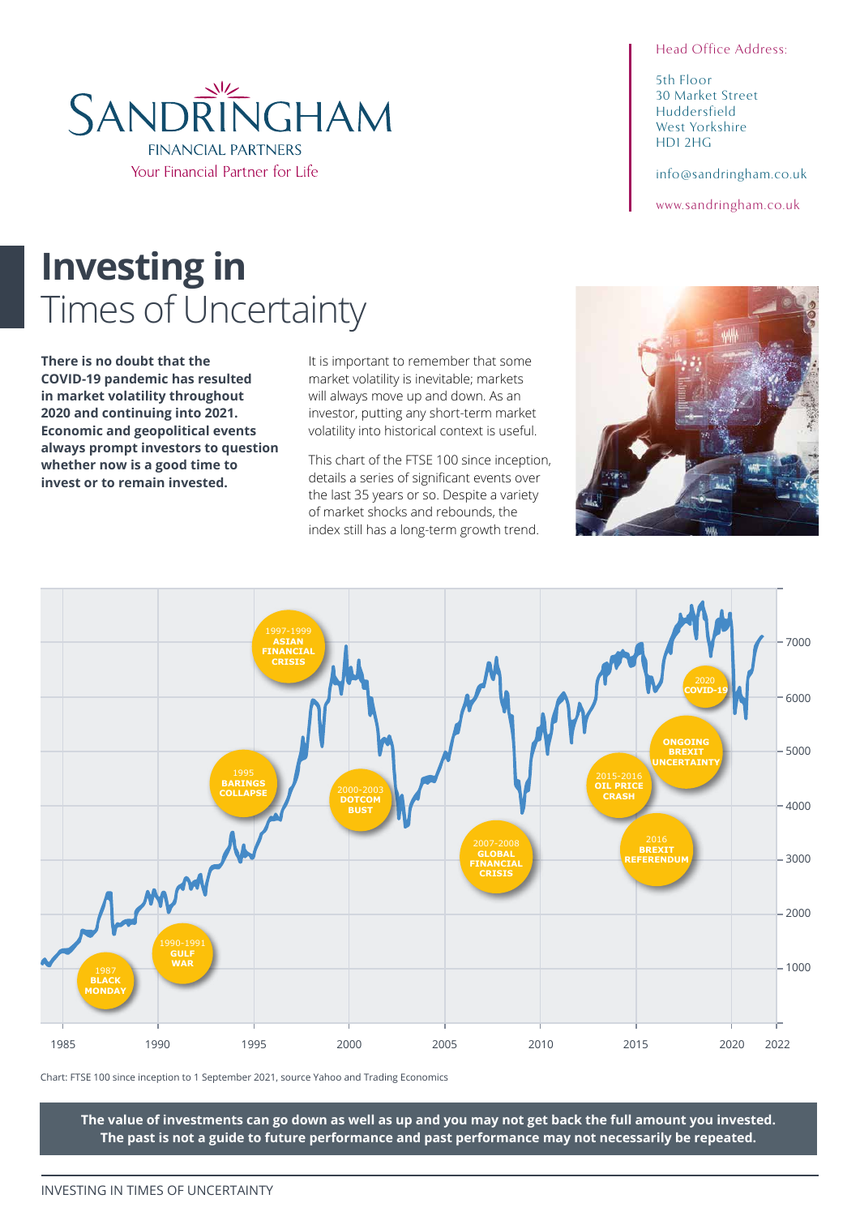# SANDRINGHAM

FINANCIAL PARTNERS

Your Financial Partner for Life

Head Office Address:

5th Floor
30 Market Street
Huddersfield
West Yorkshire
HD1 2HG

info@sandringham.co.uk

www.sandringham.co.uk

# Investing in Times of Uncertainty

**There is no doubt that the COVID-19 pandemic has resulted in market volatility throughout 2020 and continuing into 2021. Economic and geopolitical events always prompt investors to question whether now is a good time to invest or to remain invested.**

It is important to remember that some market volatility is inevitable; markets will always move up and down. As an investor, putting any short-term market volatility into historical context is useful.

This chart of the FTSE 100 since inception, details a series of significant events over the last 35 years or so. Despite a variety of market shocks and rebounds, the index still has a long-term growth trend.

1987 BLACK MONDAY · 1990-1991 GULF WAR · 1995 BARINGS COLLAPSE · 1997-1999 ASIAN FINANCIAL CRISIS · 2000-2003 DOTCOM BUST · 2007-2008 GLOBAL FINANCIAL CRISIS · 2015-2016 OIL PRICE CRASH · 2016 BREXIT REFERENDUM · ONGOING BREXIT UNCERTAINTY · 2020 COVID-19

Chart: FTSE 100 since inception to 1 September 2021, source Yahoo and Trading Economics

**The value of investments can go down as well as up and you may not get back the full amount you invested. The past is not a guide to future performance and past performance may not necessarily be repeated.**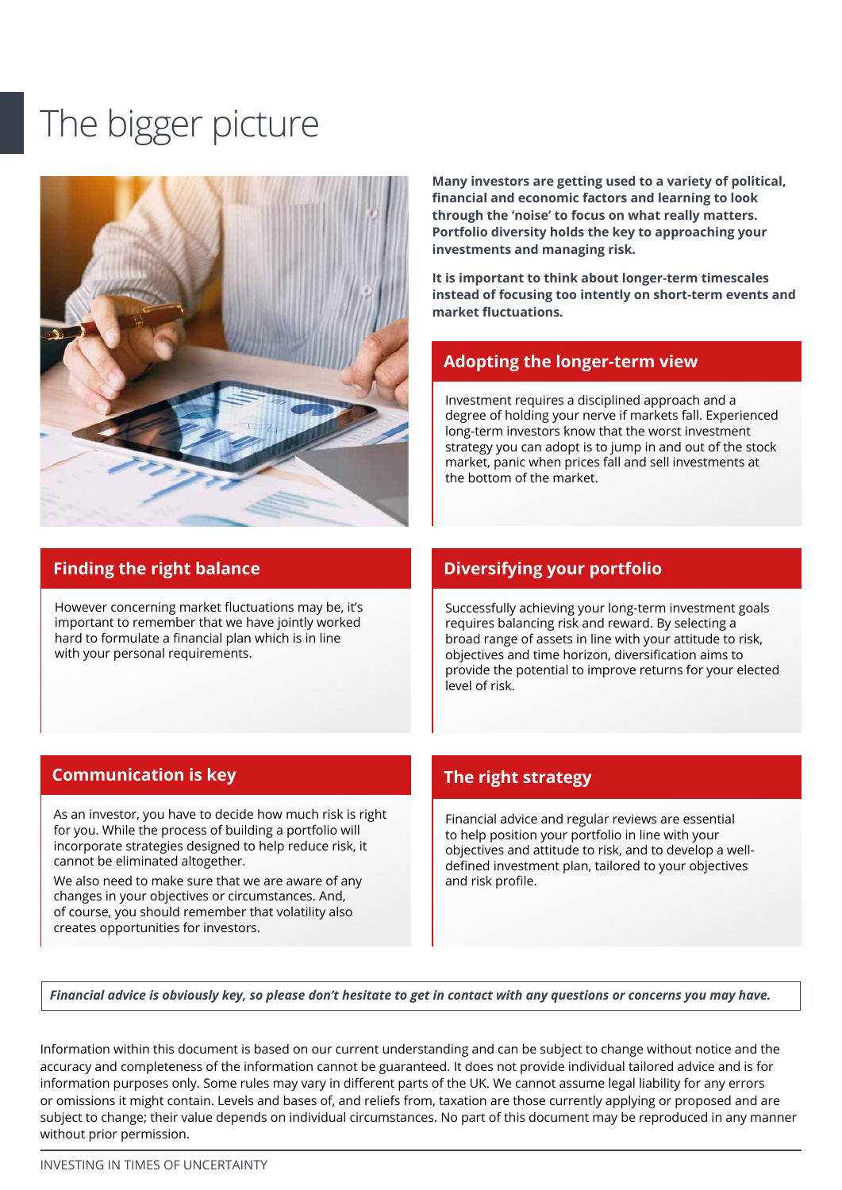# The bigger picture

**Many investors are getting used to a variety of political, financial and economic factors and learning to look through the 'noise' to focus on what really matters. Portfolio diversity holds the key to approaching your investments and managing risk.**

**It is important to think about longer-term timescales instead of focusing too intently on short-term events and market fluctuations.**

## Adopting the longer-term view

Investment requires a disciplined approach and a degree of holding your nerve if markets fall. Experienced long-term investors know that the worst investment strategy you can adopt is to jump in and out of the stock market, panic when prices fall and sell investments at the bottom of the market.

## Finding the right balance

However concerning market fluctuations may be, it's important to remember that we have jointly worked hard to formulate a financial plan which is in line with your personal requirements.

## Diversifying your portfolio

Successfully achieving your long-term investment goals requires balancing risk and reward. By selecting a broad range of assets in line with your attitude to risk, objectives and time horizon, diversification aims to provide the potential to improve returns for your elected level of risk.

## Communication is key

As an investor, you have to decide how much risk is right for you. While the process of building a portfolio will incorporate strategies designed to help reduce risk, it cannot be eliminated altogether.

We also need to make sure that we are aware of any changes in your objectives or circumstances. And, of course, you should remember that volatility also creates opportunities for investors.

## The right strategy

Financial advice and regular reviews are essential to help position your portfolio in line with your objectives and attitude to risk, and to develop a well-defined investment plan, tailored to your objectives and risk profile.

***Financial advice is obviously key, so please don't hesitate to get in contact with any questions or concerns you may have.***

Information within this document is based on our current understanding and can be subject to change without notice and the accuracy and completeness of the information cannot be guaranteed. It does not provide individual tailored advice and is for information purposes only. Some rules may vary in different parts of the UK. We cannot assume legal liability for any errors or omissions it might contain. Levels and bases of, and reliefs from, taxation are those currently applying or proposed and are subject to change; their value depends on individual circumstances. No part of this document may be reproduced in any manner without prior permission.